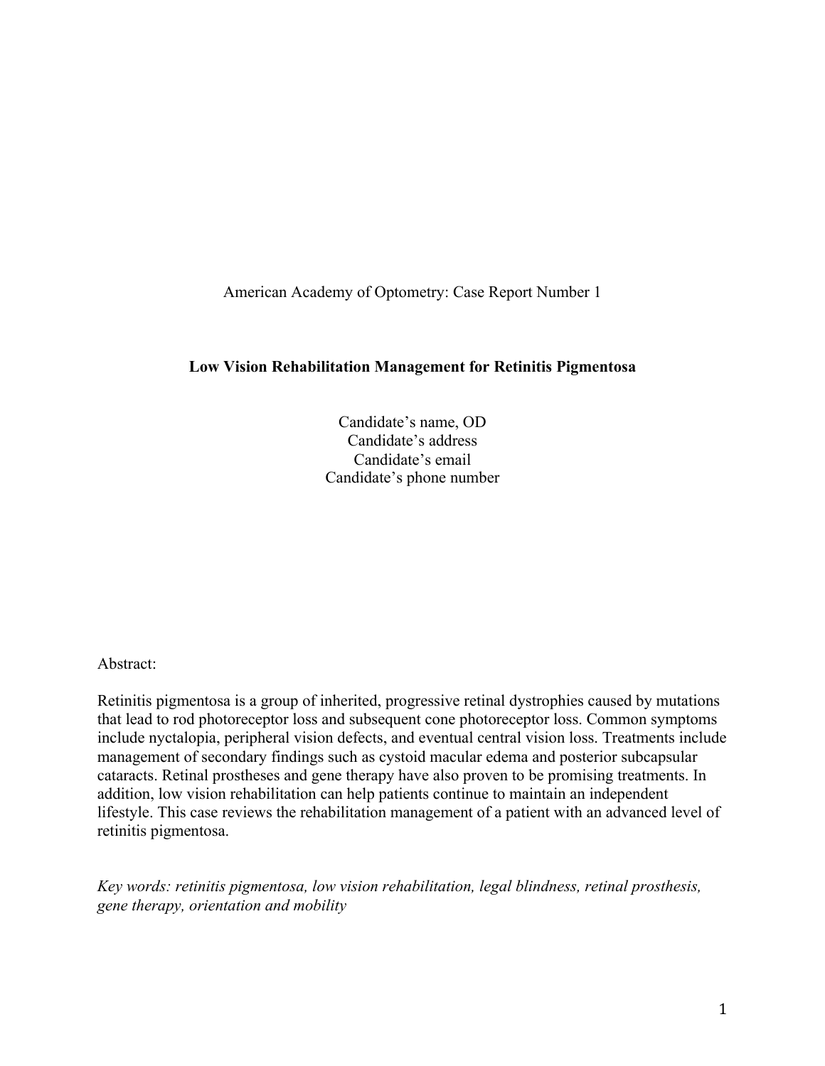American Academy of Optometry: Case Report Number 1

# Low Vision Rehabilitation Management for Retinitis Pigmentosa

Candidate's name, OD
Candidate's address
Candidate's email
Candidate's phone number

Abstract:

Retinitis pigmentosa is a group of inherited, progressive retinal dystrophies caused by mutations that lead to rod photoreceptor loss and subsequent cone photoreceptor loss. Common symptoms include nyctalopia, peripheral vision defects, and eventual central vision loss. Treatments include management of secondary findings such as cystoid macular edema and posterior subcapsular cataracts. Retinal prostheses and gene therapy have also proven to be promising treatments. In addition, low vision rehabilitation can help patients continue to maintain an independent lifestyle. This case reviews the rehabilitation management of a patient with an advanced level of retinitis pigmentosa.

*Key words: retinitis pigmentosa, low vision rehabilitation, legal blindness, retinal prosthesis, gene therapy, orientation and mobility*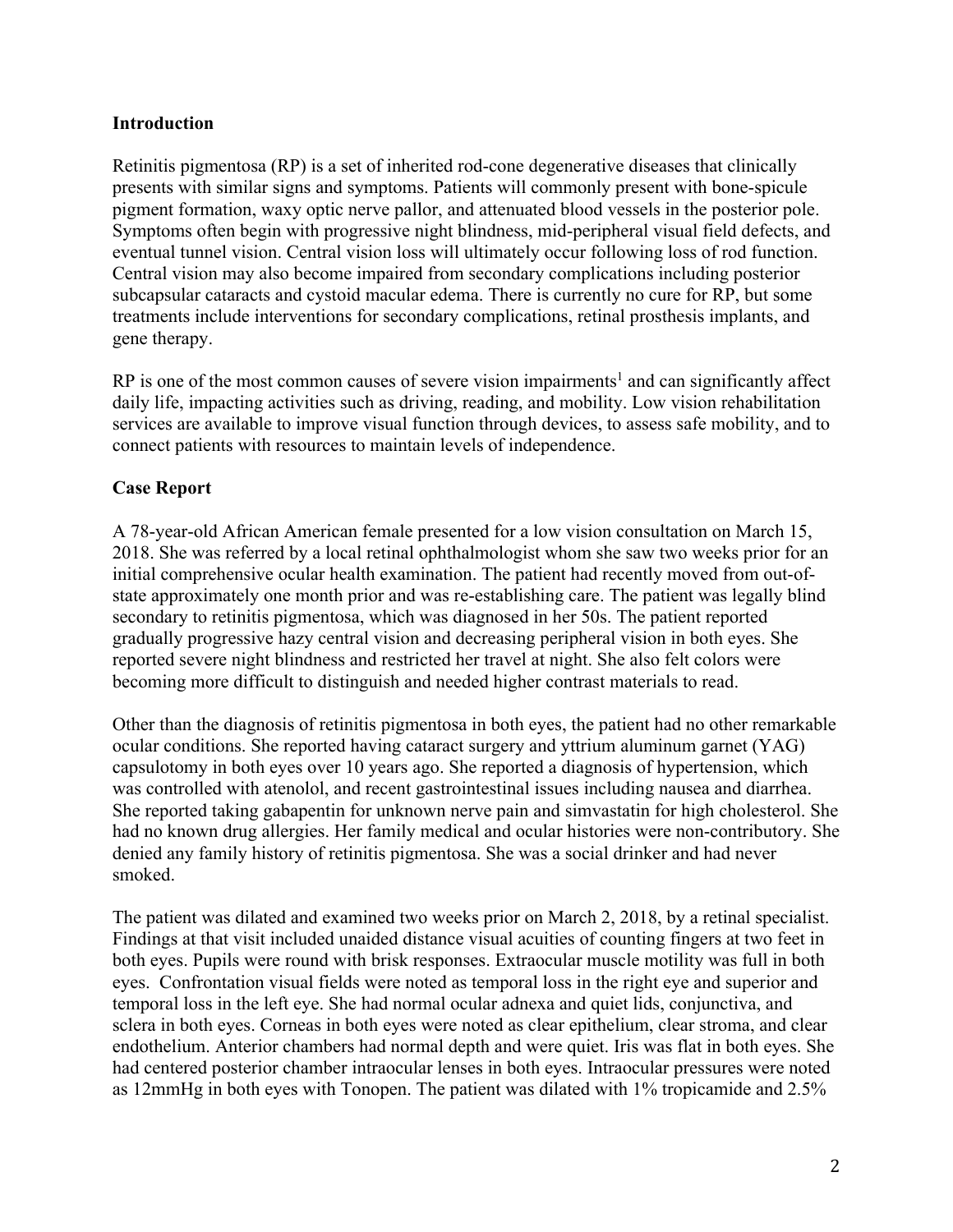## Introduction

Retinitis pigmentosa (RP) is a set of inherited rod-cone degenerative diseases that clinically presents with similar signs and symptoms. Patients will commonly present with bone-spicule pigment formation, waxy optic nerve pallor, and attenuated blood vessels in the posterior pole. Symptoms often begin with progressive night blindness, mid-peripheral visual field defects, and eventual tunnel vision. Central vision loss will ultimately occur following loss of rod function. Central vision may also become impaired from secondary complications including posterior subcapsular cataracts and cystoid macular edema. There is currently no cure for RP, but some treatments include interventions for secondary complications, retinal prosthesis implants, and gene therapy.

RP is one of the most common causes of severe vision impairments[1] and can significantly affect daily life, impacting activities such as driving, reading, and mobility. Low vision rehabilitation services are available to improve visual function through devices, to assess safe mobility, and to connect patients with resources to maintain levels of independence.

## Case Report

A 78-year-old African American female presented for a low vision consultation on March 15, 2018. She was referred by a local retinal ophthalmologist whom she saw two weeks prior for an initial comprehensive ocular health examination. The patient had recently moved from out-of-state approximately one month prior and was re-establishing care. The patient was legally blind secondary to retinitis pigmentosa, which was diagnosed in her 50s. The patient reported gradually progressive hazy central vision and decreasing peripheral vision in both eyes. She reported severe night blindness and restricted her travel at night. She also felt colors were becoming more difficult to distinguish and needed higher contrast materials to read.

Other than the diagnosis of retinitis pigmentosa in both eyes, the patient had no other remarkable ocular conditions. She reported having cataract surgery and yttrium aluminum garnet (YAG) capsulotomy in both eyes over 10 years ago. She reported a diagnosis of hypertension, which was controlled with atenolol, and recent gastrointestinal issues including nausea and diarrhea. She reported taking gabapentin for unknown nerve pain and simvastatin for high cholesterol. She had no known drug allergies. Her family medical and ocular histories were non-contributory. She denied any family history of retinitis pigmentosa. She was a social drinker and had never smoked.

The patient was dilated and examined two weeks prior on March 2, 2018, by a retinal specialist. Findings at that visit included unaided distance visual acuities of counting fingers at two feet in both eyes. Pupils were round with brisk responses. Extraocular muscle motility was full in both eyes. Confrontation visual fields were noted as temporal loss in the right eye and superior and temporal loss in the left eye. She had normal ocular adnexa and quiet lids, conjunctiva, and sclera in both eyes. Corneas in both eyes were noted as clear epithelium, clear stroma, and clear endothelium. Anterior chambers had normal depth and were quiet. Iris was flat in both eyes. She had centered posterior chamber intraocular lenses in both eyes. Intraocular pressures were noted as 12mmHg in both eyes with Tonopen. The patient was dilated with 1% tropicamide and 2.5%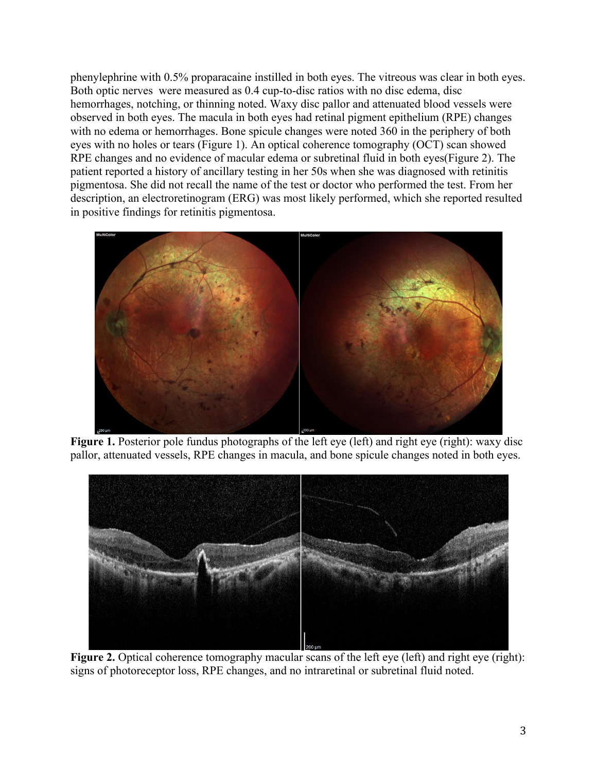phenylephrine with 0.5% proparacaine instilled in both eyes. The vitreous was clear in both eyes. Both optic nerves were measured as 0.4 cup-to-disc ratios with no disc edema, disc hemorrhages, notching, or thinning noted. Waxy disc pallor and attenuated blood vessels were observed in both eyes. The macula in both eyes had retinal pigment epithelium (RPE) changes with no edema or hemorrhages. Bone spicule changes were noted 360 in the periphery of both eyes with no holes or tears (Figure 1). An optical coherence tomography (OCT) scan showed RPE changes and no evidence of macular edema or subretinal fluid in both eyes(Figure 2). The patient reported a history of ancillary testing in her 50s when she was diagnosed with retinitis pigmentosa. She did not recall the name of the test or doctor who performed the test. From her description, an electroretinogram (ERG) was most likely performed, which she reported resulted in positive findings for retinitis pigmentosa.

**Figure 1.** Posterior pole fundus photographs of the left eye (left) and right eye (right): waxy disc pallor, attenuated vessels, RPE changes in macula, and bone spicule changes noted in both eyes.

**Figure 2.** Optical coherence tomography macular scans of the left eye (left) and right eye (right): signs of photoreceptor loss, RPE changes, and no intraretinal or subretinal fluid noted.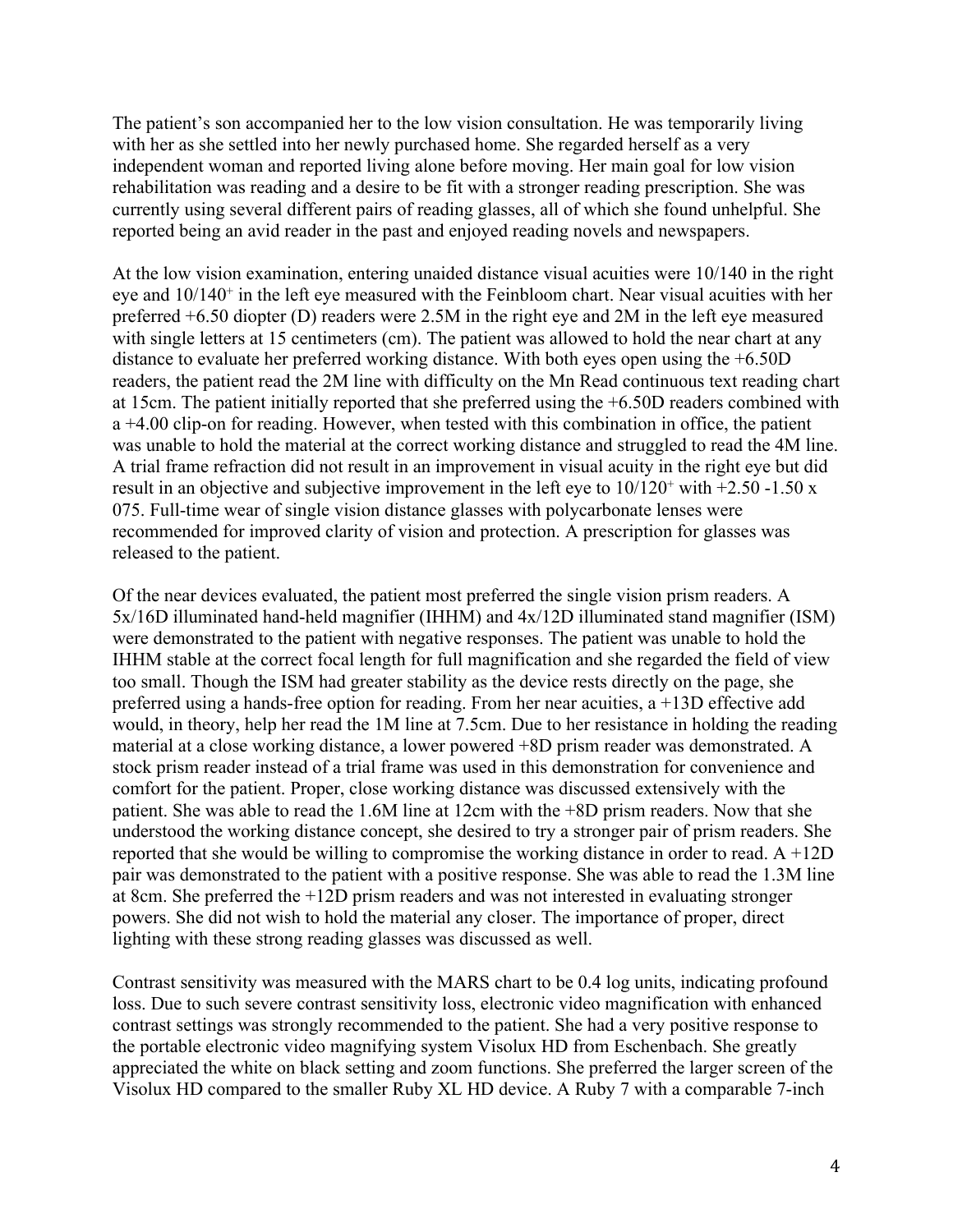The patient's son accompanied her to the low vision consultation. He was temporarily living with her as she settled into her newly purchased home. She regarded herself as a very independent woman and reported living alone before moving. Her main goal for low vision rehabilitation was reading and a desire to be fit with a stronger reading prescription. She was currently using several different pairs of reading glasses, all of which she found unhelpful. She reported being an avid reader in the past and enjoyed reading novels and newspapers.

At the low vision examination, entering unaided distance visual acuities were 10/140 in the right eye and $10/140^{+}$ in the left eye measured with the Feinbloom chart. Near visual acuities with her preferred +6.50 diopter (D) readers were 2.5M in the right eye and 2M in the left eye measured with single letters at 15 centimeters (cm). The patient was allowed to hold the near chart at any distance to evaluate her preferred working distance. With both eyes open using the +6.50D readers, the patient read the 2M line with difficulty on the Mn Read continuous text reading chart at 15cm. The patient initially reported that she preferred using the +6.50D readers combined with a +4.00 clip-on for reading. However, when tested with this combination in office, the patient was unable to hold the material at the correct working distance and struggled to read the 4M line. A trial frame refraction did not result in an improvement in visual acuity in the right eye but did result in an objective and subjective improvement in the left eye to $10/120^{+}$ with +2.50 -1.50 x 075. Full-time wear of single vision distance glasses with polycarbonate lenses were recommended for improved clarity of vision and protection. A prescription for glasses was released to the patient.

Of the near devices evaluated, the patient most preferred the single vision prism readers. A 5x/16D illuminated hand-held magnifier (IHHM) and 4x/12D illuminated stand magnifier (ISM) were demonstrated to the patient with negative responses. The patient was unable to hold the IHHM stable at the correct focal length for full magnification and she regarded the field of view too small. Though the ISM had greater stability as the device rests directly on the page, she preferred using a hands-free option for reading. From her near acuities, a +13D effective add would, in theory, help her read the 1M line at 7.5cm. Due to her resistance in holding the reading material at a close working distance, a lower powered +8D prism reader was demonstrated. A stock prism reader instead of a trial frame was used in this demonstration for convenience and comfort for the patient. Proper, close working distance was discussed extensively with the patient. She was able to read the 1.6M line at 12cm with the +8D prism readers. Now that she understood the working distance concept, she desired to try a stronger pair of prism readers. She reported that she would be willing to compromise the working distance in order to read. A +12D pair was demonstrated to the patient with a positive response. She was able to read the 1.3M line at 8cm. She preferred the +12D prism readers and was not interested in evaluating stronger powers. She did not wish to hold the material any closer. The importance of proper, direct lighting with these strong reading glasses was discussed as well.

Contrast sensitivity was measured with the MARS chart to be 0.4 log units, indicating profound loss. Due to such severe contrast sensitivity loss, electronic video magnification with enhanced contrast settings was strongly recommended to the patient. She had a very positive response to the portable electronic video magnifying system Visolux HD from Eschenbach. She greatly appreciated the white on black setting and zoom functions. She preferred the larger screen of the Visolux HD compared to the smaller Ruby XL HD device. A Ruby 7 with a comparable 7-inch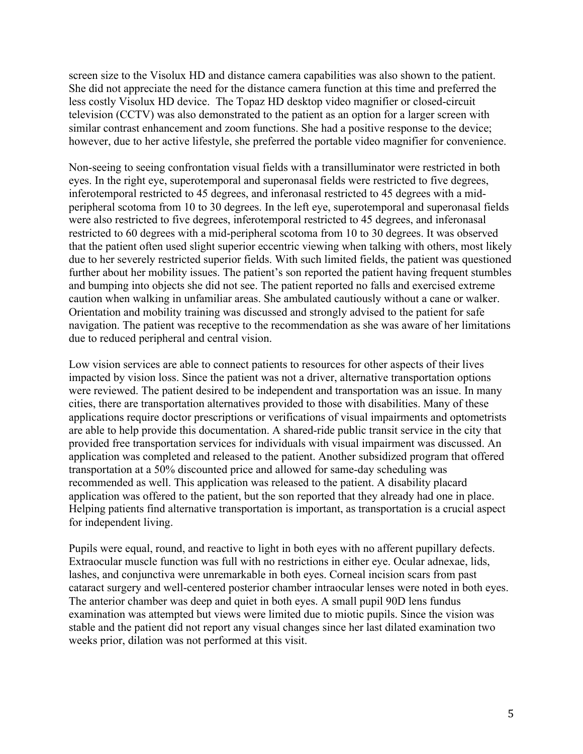screen size to the Visolux HD and distance camera capabilities was also shown to the patient. She did not appreciate the need for the distance camera function at this time and preferred the less costly Visolux HD device. The Topaz HD desktop video magnifier or closed-circuit television (CCTV) was also demonstrated to the patient as an option for a larger screen with similar contrast enhancement and zoom functions. She had a positive response to the device; however, due to her active lifestyle, she preferred the portable video magnifier for convenience.

Non-seeing to seeing confrontation visual fields with a transilluminator were restricted in both eyes. In the right eye, superotemporal and superonasal fields were restricted to five degrees, inferotemporal restricted to 45 degrees, and inferonasal restricted to 45 degrees with a mid-peripheral scotoma from 10 to 30 degrees. In the left eye, superotemporal and superonasal fields were also restricted to five degrees, inferotemporal restricted to 45 degrees, and inferonasal restricted to 60 degrees with a mid-peripheral scotoma from 10 to 30 degrees. It was observed that the patient often used slight superior eccentric viewing when talking with others, most likely due to her severely restricted superior fields. With such limited fields, the patient was questioned further about her mobility issues. The patient's son reported the patient having frequent stumbles and bumping into objects she did not see. The patient reported no falls and exercised extreme caution when walking in unfamiliar areas. She ambulated cautiously without a cane or walker. Orientation and mobility training was discussed and strongly advised to the patient for safe navigation. The patient was receptive to the recommendation as she was aware of her limitations due to reduced peripheral and central vision.

Low vision services are able to connect patients to resources for other aspects of their lives impacted by vision loss. Since the patient was not a driver, alternative transportation options were reviewed. The patient desired to be independent and transportation was an issue. In many cities, there are transportation alternatives provided to those with disabilities. Many of these applications require doctor prescriptions or verifications of visual impairments and optometrists are able to help provide this documentation. A shared-ride public transit service in the city that provided free transportation services for individuals with visual impairment was discussed. An application was completed and released to the patient. Another subsidized program that offered transportation at a 50% discounted price and allowed for same-day scheduling was recommended as well. This application was released to the patient. A disability placard application was offered to the patient, but the son reported that they already had one in place. Helping patients find alternative transportation is important, as transportation is a crucial aspect for independent living.

Pupils were equal, round, and reactive to light in both eyes with no afferent pupillary defects. Extraocular muscle function was full with no restrictions in either eye. Ocular adnexae, lids, lashes, and conjunctiva were unremarkable in both eyes. Corneal incision scars from past cataract surgery and well-centered posterior chamber intraocular lenses were noted in both eyes. The anterior chamber was deep and quiet in both eyes. A small pupil 90D lens fundus examination was attempted but views were limited due to miotic pupils. Since the vision was stable and the patient did not report any visual changes since her last dilated examination two weeks prior, dilation was not performed at this visit.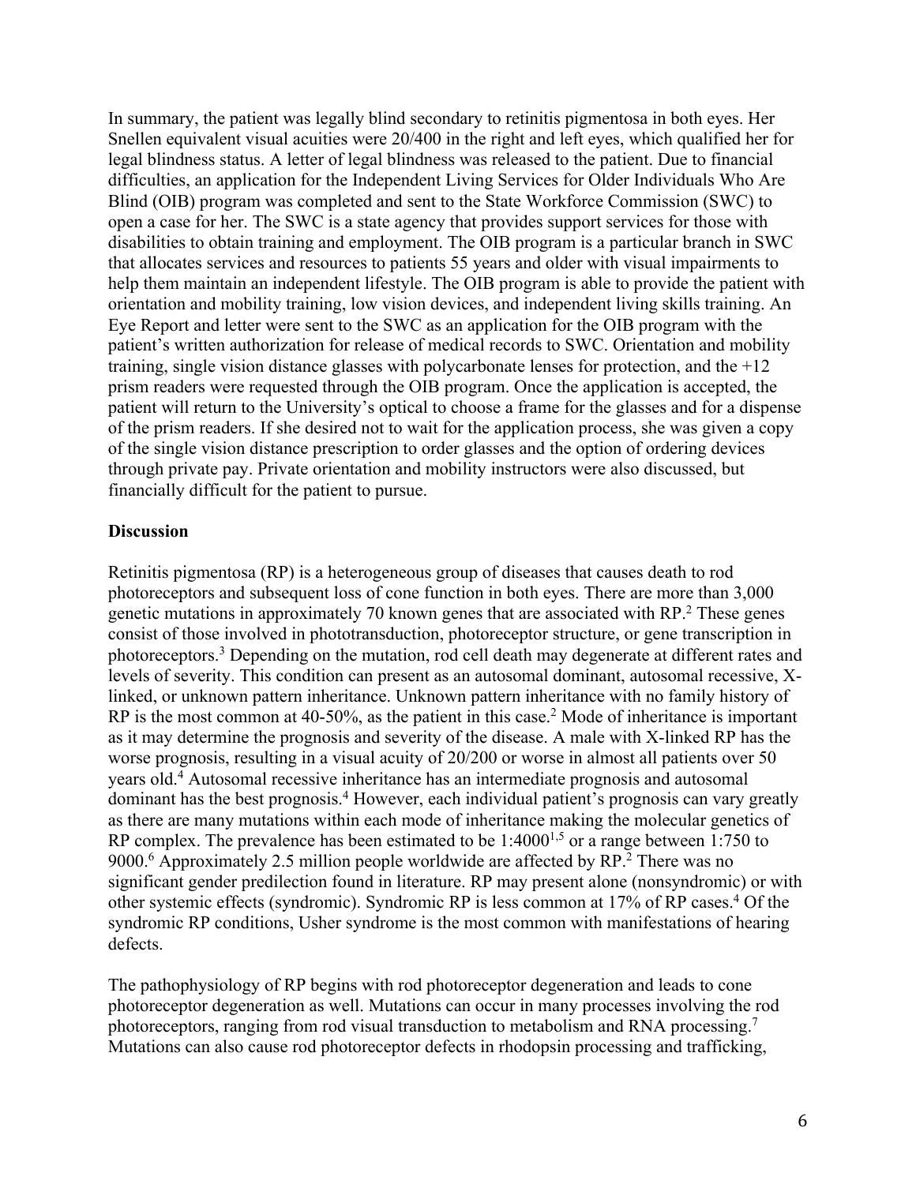In summary, the patient was legally blind secondary to retinitis pigmentosa in both eyes. Her Snellen equivalent visual acuities were 20/400 in the right and left eyes, which qualified her for legal blindness status. A letter of legal blindness was released to the patient. Due to financial difficulties, an application for the Independent Living Services for Older Individuals Who Are Blind (OIB) program was completed and sent to the State Workforce Commission (SWC) to open a case for her. The SWC is a state agency that provides support services for those with disabilities to obtain training and employment. The OIB program is a particular branch in SWC that allocates services and resources to patients 55 years and older with visual impairments to help them maintain an independent lifestyle. The OIB program is able to provide the patient with orientation and mobility training, low vision devices, and independent living skills training. An Eye Report and letter were sent to the SWC as an application for the OIB program with the patient's written authorization for release of medical records to SWC. Orientation and mobility training, single vision distance glasses with polycarbonate lenses for protection, and the +12 prism readers were requested through the OIB program. Once the application is accepted, the patient will return to the University's optical to choose a frame for the glasses and for a dispense of the prism readers. If she desired not to wait for the application process, she was given a copy of the single vision distance prescription to order glasses and the option of ordering devices through private pay. Private orientation and mobility instructors were also discussed, but financially difficult for the patient to pursue.

**Discussion**

Retinitis pigmentosa (RP) is a heterogeneous group of diseases that causes death to rod photoreceptors and subsequent loss of cone function in both eyes. There are more than 3,000 genetic mutations in approximately 70 known genes that are associated with RP.[2] These genes consist of those involved in phototransduction, photoreceptor structure, or gene transcription in photoreceptors.[3] Depending on the mutation, rod cell death may degenerate at different rates and levels of severity. This condition can present as an autosomal dominant, autosomal recessive, X-linked, or unknown pattern inheritance. Unknown pattern inheritance with no family history of RP is the most common at 40-50%, as the patient in this case.[2] Mode of inheritance is important as it may determine the prognosis and severity of the disease. A male with X-linked RP has the worse prognosis, resulting in a visual acuity of 20/200 or worse in almost all patients over 50 years old.[4] Autosomal recessive inheritance has an intermediate prognosis and autosomal dominant has the best prognosis.[4] However, each individual patient's prognosis can vary greatly as there are many mutations within each mode of inheritance making the molecular genetics of RP complex. The prevalence has been estimated to be 1:4000[1,5] or a range between 1:750 to 9000.[6] Approximately 2.5 million people worldwide are affected by RP.[2] There was no significant gender predilection found in literature. RP may present alone (nonsyndromic) or with other systemic effects (syndromic). Syndromic RP is less common at 17% of RP cases.[4] Of the syndromic RP conditions, Usher syndrome is the most common with manifestations of hearing defects.

The pathophysiology of RP begins with rod photoreceptor degeneration and leads to cone photoreceptor degeneration as well. Mutations can occur in many processes involving the rod photoreceptors, ranging from rod visual transduction to metabolism and RNA processing.[7] Mutations can also cause rod photoreceptor defects in rhodopsin processing and trafficking,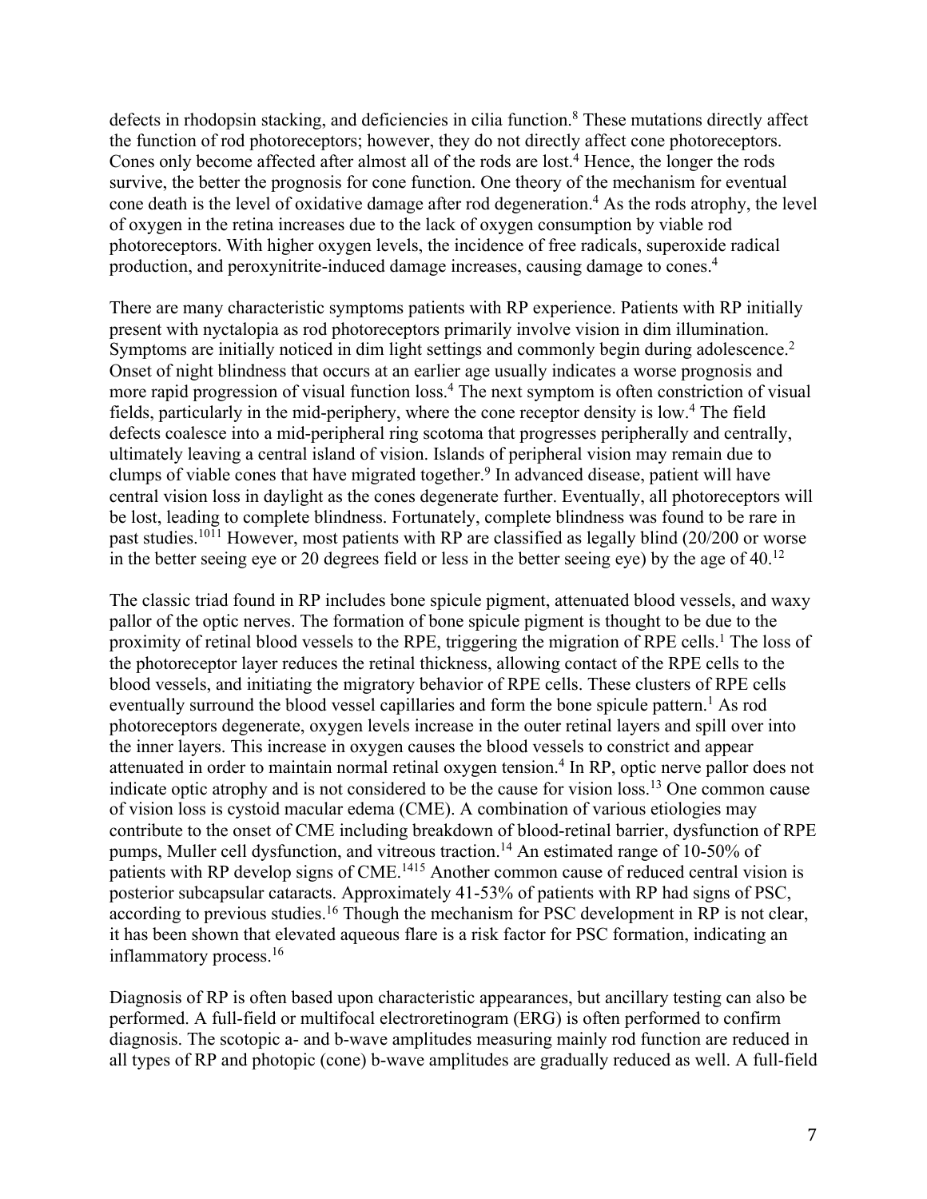defects in rhodopsin stacking, and deficiencies in cilia function.[8] These mutations directly affect the function of rod photoreceptors; however, they do not directly affect cone photoreceptors. Cones only become affected after almost all of the rods are lost.[4] Hence, the longer the rods survive, the better the prognosis for cone function. One theory of the mechanism for eventual cone death is the level of oxidative damage after rod degeneration.[4] As the rods atrophy, the level of oxygen in the retina increases due to the lack of oxygen consumption by viable rod photoreceptors. With higher oxygen levels, the incidence of free radicals, superoxide radical production, and peroxynitrite-induced damage increases, causing damage to cones.[4]

There are many characteristic symptoms patients with RP experience. Patients with RP initially present with nyctalopia as rod photoreceptors primarily involve vision in dim illumination. Symptoms are initially noticed in dim light settings and commonly begin during adolescence.[2] Onset of night blindness that occurs at an earlier age usually indicates a worse prognosis and more rapid progression of visual function loss.[4] The next symptom is often constriction of visual fields, particularly in the mid-periphery, where the cone receptor density is low.[4] The field defects coalesce into a mid-peripheral ring scotoma that progresses peripherally and centrally, ultimately leaving a central island of vision. Islands of peripheral vision may remain due to clumps of viable cones that have migrated together.[9] In advanced disease, patient will have central vision loss in daylight as the cones degenerate further. Eventually, all photoreceptors will be lost, leading to complete blindness. Fortunately, complete blindness was found to be rare in past studies.[10,11] However, most patients with RP are classified as legally blind (20/200 or worse in the better seeing eye or 20 degrees field or less in the better seeing eye) by the age of 40.[12]

The classic triad found in RP includes bone spicule pigment, attenuated blood vessels, and waxy pallor of the optic nerves. The formation of bone spicule pigment is thought to be due to the proximity of retinal blood vessels to the RPE, triggering the migration of RPE cells.[1] The loss of the photoreceptor layer reduces the retinal thickness, allowing contact of the RPE cells to the blood vessels, and initiating the migratory behavior of RPE cells. These clusters of RPE cells eventually surround the blood vessel capillaries and form the bone spicule pattern.[1] As rod photoreceptors degenerate, oxygen levels increase in the outer retinal layers and spill over into the inner layers. This increase in oxygen causes the blood vessels to constrict and appear attenuated in order to maintain normal retinal oxygen tension.[4] In RP, optic nerve pallor does not indicate optic atrophy and is not considered to be the cause for vision loss.[13] One common cause of vision loss is cystoid macular edema (CME). A combination of various etiologies may contribute to the onset of CME including breakdown of blood-retinal barrier, dysfunction of RPE pumps, Muller cell dysfunction, and vitreous traction.[14] An estimated range of 10-50% of patients with RP develop signs of CME.[14,15] Another common cause of reduced central vision is posterior subcapsular cataracts. Approximately 41-53% of patients with RP had signs of PSC, according to previous studies.[16] Though the mechanism for PSC development in RP is not clear, it has been shown that elevated aqueous flare is a risk factor for PSC formation, indicating an inflammatory process.[16]

Diagnosis of RP is often based upon characteristic appearances, but ancillary testing can also be performed. A full-field or multifocal electroretinogram (ERG) is often performed to confirm diagnosis. The scotopic a- and b-wave amplitudes measuring mainly rod function are reduced in all types of RP and photopic (cone) b-wave amplitudes are gradually reduced as well. A full-field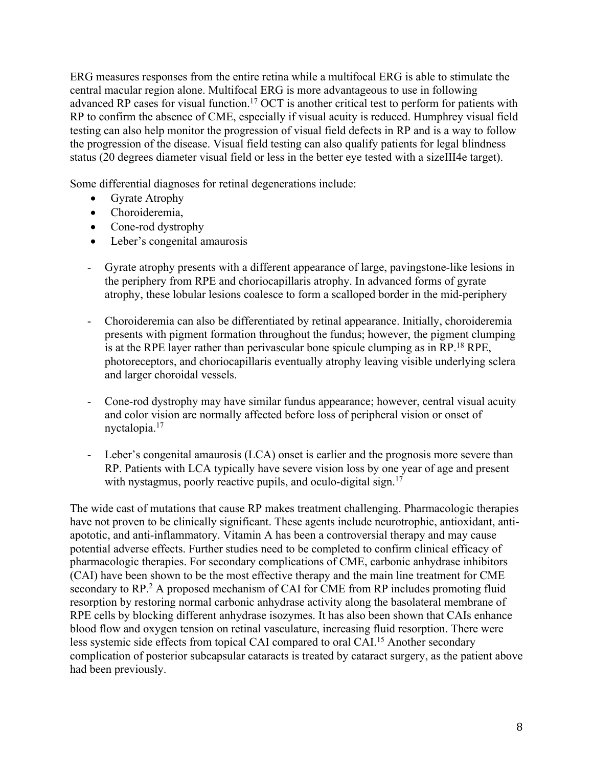ERG measures responses from the entire retina while a multifocal ERG is able to stimulate the central macular region alone. Multifocal ERG is more advantageous to use in following advanced RP cases for visual function.[17] OCT is another critical test to perform for patients with RP to confirm the absence of CME, especially if visual acuity is reduced. Humphrey visual field testing can also help monitor the progression of visual field defects in RP and is a way to follow the progression of the disease. Visual field testing can also qualify patients for legal blindness status (20 degrees diameter visual field or less in the better eye tested with a sizeIII4e target).

Some differential diagnoses for retinal degenerations include:

- Gyrate Atrophy
- Choroideremia,
- Cone-rod dystrophy
- Leber's congenital amaurosis

- Gyrate atrophy presents with a different appearance of large, pavingstone-like lesions in the periphery from RPE and choriocapillaris atrophy. In advanced forms of gyrate atrophy, these lobular lesions coalesce to form a scalloped border in the mid-periphery

- Choroideremia can also be differentiated by retinal appearance. Initially, choroideremia presents with pigment formation throughout the fundus; however, the pigment clumping is at the RPE layer rather than perivascular bone spicule clumping as in RP.[18] RPE, photoreceptors, and choriocapillaris eventually atrophy leaving visible underlying sclera and larger choroidal vessels.

- Cone-rod dystrophy may have similar fundus appearance; however, central visual acuity and color vision are normally affected before loss of peripheral vision or onset of nyctalopia.[17]

- Leber's congenital amaurosis (LCA) onset is earlier and the prognosis more severe than RP. Patients with LCA typically have severe vision loss by one year of age and present with nystagmus, poorly reactive pupils, and oculo-digital sign.[17]

The wide cast of mutations that cause RP makes treatment challenging. Pharmacologic therapies have not proven to be clinically significant. These agents include neurotrophic, antioxidant, anti-apototic, and anti-inflammatory. Vitamin A has been a controversial therapy and may cause potential adverse effects. Further studies need to be completed to confirm clinical efficacy of pharmacologic therapies. For secondary complications of CME, carbonic anhydrase inhibitors (CAI) have been shown to be the most effective therapy and the main line treatment for CME secondary to RP.[2] A proposed mechanism of CAI for CME from RP includes promoting fluid resorption by restoring normal carbonic anhydrase activity along the basolateral membrane of RPE cells by blocking different anhydrase isozymes. It has also been shown that CAIs enhance blood flow and oxygen tension on retinal vasculature, increasing fluid resorption. There were less systemic side effects from topical CAI compared to oral CAI.[15] Another secondary complication of posterior subcapsular cataracts is treated by cataract surgery, as the patient above had been previously.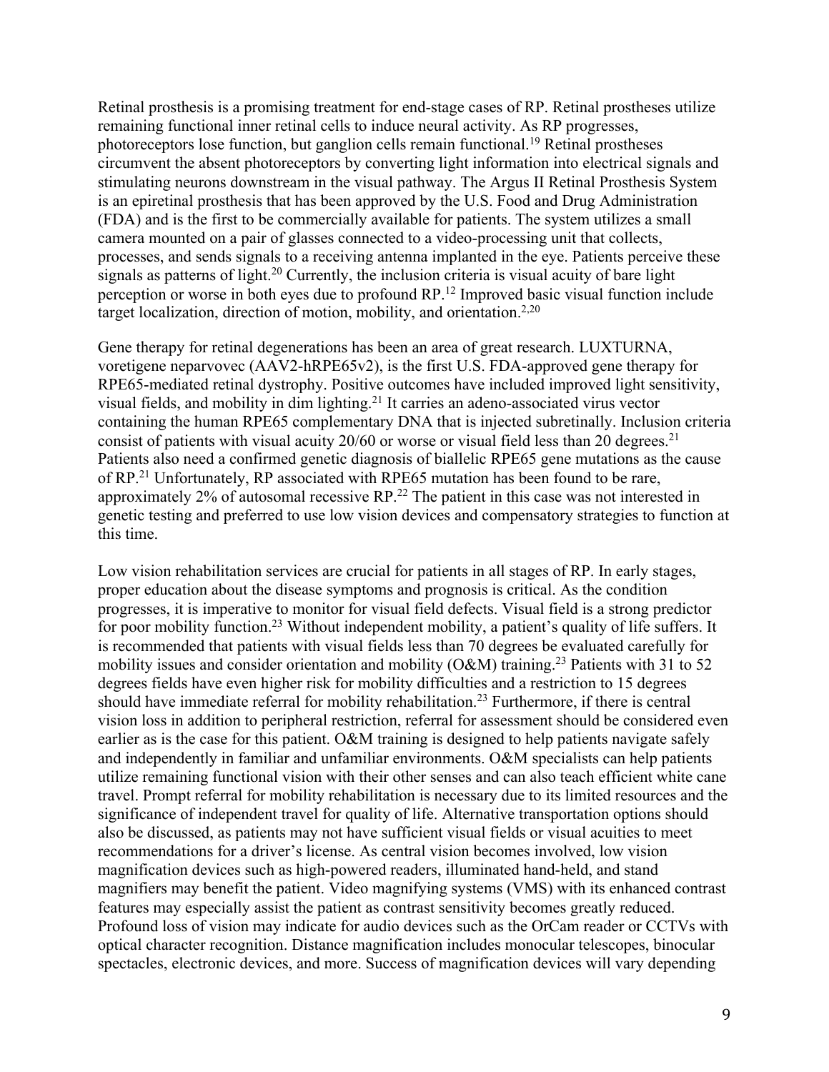Retinal prosthesis is a promising treatment for end-stage cases of RP. Retinal prostheses utilize remaining functional inner retinal cells to induce neural activity. As RP progresses, photoreceptors lose function, but ganglion cells remain functional.[19] Retinal prostheses circumvent the absent photoreceptors by converting light information into electrical signals and stimulating neurons downstream in the visual pathway. The Argus II Retinal Prosthesis System is an epiretinal prosthesis that has been approved by the U.S. Food and Drug Administration (FDA) and is the first to be commercially available for patients. The system utilizes a small camera mounted on a pair of glasses connected to a video-processing unit that collects, processes, and sends signals to a receiving antenna implanted in the eye. Patients perceive these signals as patterns of light.[20] Currently, the inclusion criteria is visual acuity of bare light perception or worse in both eyes due to profound RP.[12] Improved basic visual function include target localization, direction of motion, mobility, and orientation.[2,20]

Gene therapy for retinal degenerations has been an area of great research. LUXTURNA, voretigene neparvovec (AAV2-hRPE65v2), is the first U.S. FDA-approved gene therapy for RPE65-mediated retinal dystrophy. Positive outcomes have included improved light sensitivity, visual fields, and mobility in dim lighting.[21] It carries an adeno-associated virus vector containing the human RPE65 complementary DNA that is injected subretinally. Inclusion criteria consist of patients with visual acuity 20/60 or worse or visual field less than 20 degrees.[21] Patients also need a confirmed genetic diagnosis of biallelic RPE65 gene mutations as the cause of RP.[21] Unfortunately, RP associated with RPE65 mutation has been found to be rare, approximately 2% of autosomal recessive RP.[22] The patient in this case was not interested in genetic testing and preferred to use low vision devices and compensatory strategies to function at this time.

Low vision rehabilitation services are crucial for patients in all stages of RP. In early stages, proper education about the disease symptoms and prognosis is critical. As the condition progresses, it is imperative to monitor for visual field defects. Visual field is a strong predictor for poor mobility function.[23] Without independent mobility, a patient's quality of life suffers. It is recommended that patients with visual fields less than 70 degrees be evaluated carefully for mobility issues and consider orientation and mobility (O&M) training.[23] Patients with 31 to 52 degrees fields have even higher risk for mobility difficulties and a restriction to 15 degrees should have immediate referral for mobility rehabilitation.[23] Furthermore, if there is central vision loss in addition to peripheral restriction, referral for assessment should be considered even earlier as is the case for this patient. O&M training is designed to help patients navigate safely and independently in familiar and unfamiliar environments. O&M specialists can help patients utilize remaining functional vision with their other senses and can also teach efficient white cane travel. Prompt referral for mobility rehabilitation is necessary due to its limited resources and the significance of independent travel for quality of life. Alternative transportation options should also be discussed, as patients may not have sufficient visual fields or visual acuities to meet recommendations for a driver's license. As central vision becomes involved, low vision magnification devices such as high-powered readers, illuminated hand-held, and stand magnifiers may benefit the patient. Video magnifying systems (VMS) with its enhanced contrast features may especially assist the patient as contrast sensitivity becomes greatly reduced. Profound loss of vision may indicate for audio devices such as the OrCam reader or CCTVs with optical character recognition. Distance magnification includes monocular telescopes, binocular spectacles, electronic devices, and more. Success of magnification devices will vary depending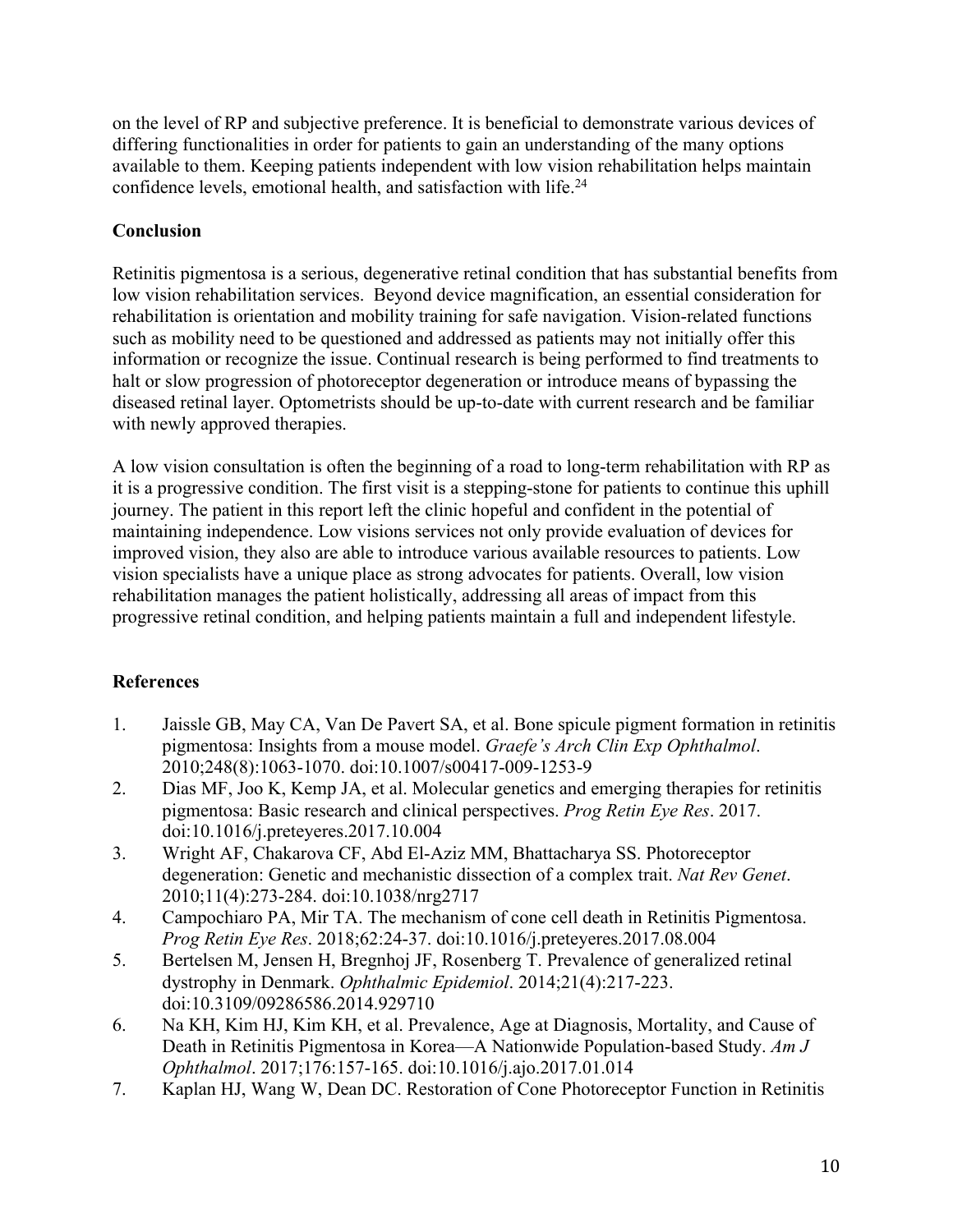on the level of RP and subjective preference. It is beneficial to demonstrate various devices of differing functionalities in order for patients to gain an understanding of the many options available to them. Keeping patients independent with low vision rehabilitation helps maintain confidence levels, emotional health, and satisfaction with life.[24]

## Conclusion

Retinitis pigmentosa is a serious, degenerative retinal condition that has substantial benefits from low vision rehabilitation services. Beyond device magnification, an essential consideration for rehabilitation is orientation and mobility training for safe navigation. Vision-related functions such as mobility need to be questioned and addressed as patients may not initially offer this information or recognize the issue. Continual research is being performed to find treatments to halt or slow progression of photoreceptor degeneration or introduce means of bypassing the diseased retinal layer. Optometrists should be up-to-date with current research and be familiar with newly approved therapies.

A low vision consultation is often the beginning of a road to long-term rehabilitation with RP as it is a progressive condition. The first visit is a stepping-stone for patients to continue this uphill journey. The patient in this report left the clinic hopeful and confident in the potential of maintaining independence. Low visions services not only provide evaluation of devices for improved vision, they also are able to introduce various available resources to patients. Low vision specialists have a unique place as strong advocates for patients. Overall, low vision rehabilitation manages the patient holistically, addressing all areas of impact from this progressive retinal condition, and helping patients maintain a full and independent lifestyle.

## References

1. Jaissle GB, May CA, Van De Pavert SA, et al. Bone spicule pigment formation in retinitis pigmentosa: Insights from a mouse model. *Graefe's Arch Clin Exp Ophthalmol*. 2010;248(8):1063-1070. doi:10.1007/s00417-009-1253-9
2. Dias MF, Joo K, Kemp JA, et al. Molecular genetics and emerging therapies for retinitis pigmentosa: Basic research and clinical perspectives. *Prog Retin Eye Res*. 2017. doi:10.1016/j.preteyeres.2017.10.004
3. Wright AF, Chakarova CF, Abd El-Aziz MM, Bhattacharya SS. Photoreceptor degeneration: Genetic and mechanistic dissection of a complex trait. *Nat Rev Genet*. 2010;11(4):273-284. doi:10.1038/nrg2717
4. Campochiaro PA, Mir TA. The mechanism of cone cell death in Retinitis Pigmentosa. *Prog Retin Eye Res*. 2018;62:24-37. doi:10.1016/j.preteyeres.2017.08.004
5. Bertelsen M, Jensen H, Bregnhoj JF, Rosenberg T. Prevalence of generalized retinal dystrophy in Denmark. *Ophthalmic Epidemiol*. 2014;21(4):217-223. doi:10.3109/09286586.2014.929710
6. Na KH, Kim HJ, Kim KH, et al. Prevalence, Age at Diagnosis, Mortality, and Cause of Death in Retinitis Pigmentosa in Korea—A Nationwide Population-based Study. *Am J Ophthalmol*. 2017;176:157-165. doi:10.1016/j.ajo.2017.01.014
7. Kaplan HJ, Wang W, Dean DC. Restoration of Cone Photoreceptor Function in Retinitis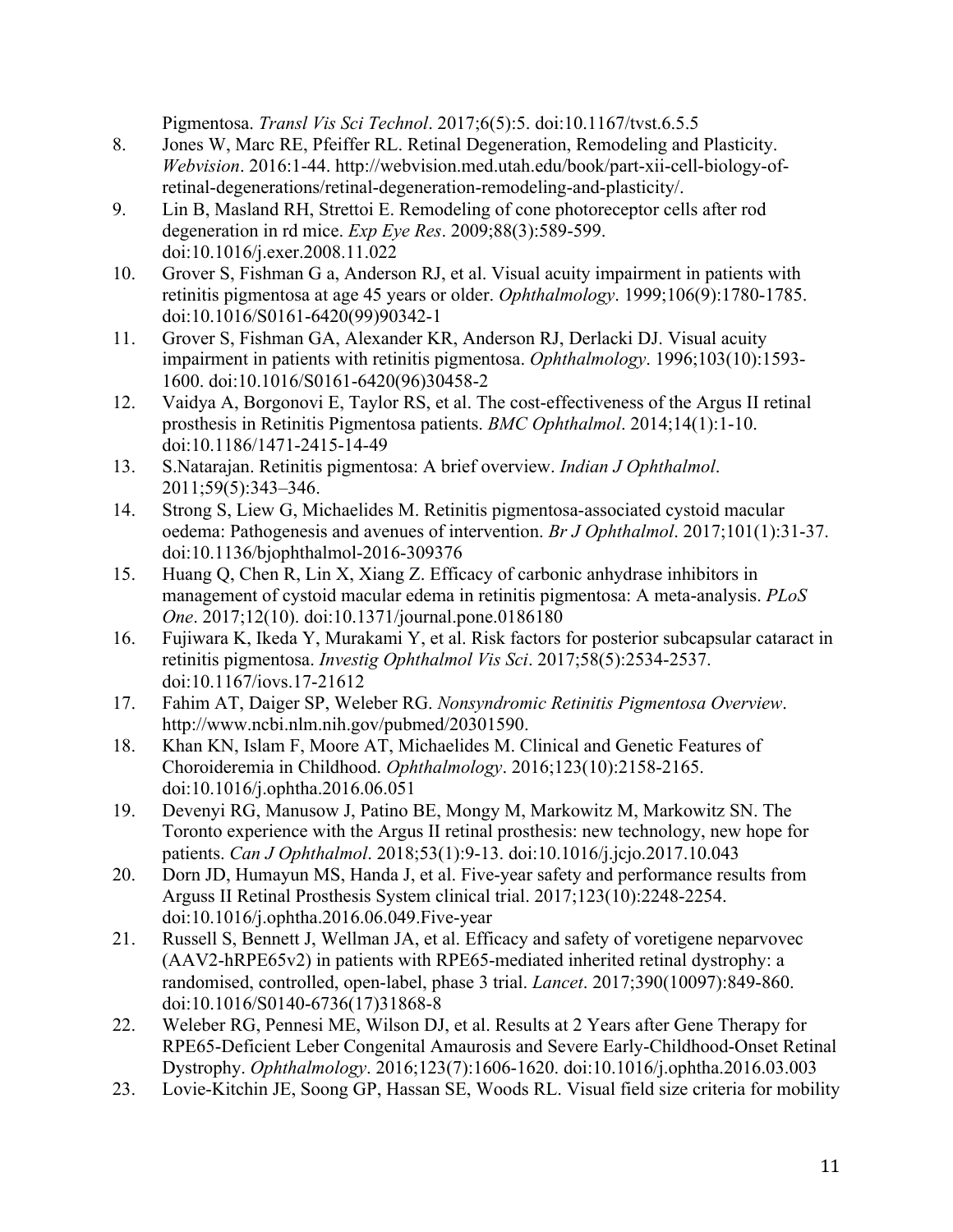Pigmentosa. *Transl Vis Sci Technol*. 2017;6(5):5. doi:10.1167/tvst.6.5.5

8. Jones W, Marc RE, Pfeiffer RL. Retinal Degeneration, Remodeling and Plasticity. *Webvision*. 2016:1-44. http://webvision.med.utah.edu/book/part-xii-cell-biology-of-retinal-degenerations/retinal-degeneration-remodeling-and-plasticity/.
9. Lin B, Masland RH, Strettoi E. Remodeling of cone photoreceptor cells after rod degeneration in rd mice. *Exp Eye Res*. 2009;88(3):589-599. doi:10.1016/j.exer.2008.11.022
10. Grover S, Fishman G a, Anderson RJ, et al. Visual acuity impairment in patients with retinitis pigmentosa at age 45 years or older. *Ophthalmology*. 1999;106(9):1780-1785. doi:10.1016/S0161-6420(99)90342-1
11. Grover S, Fishman GA, Alexander KR, Anderson RJ, Derlacki DJ. Visual acuity impairment in patients with retinitis pigmentosa. *Ophthalmology*. 1996;103(10):1593-1600. doi:10.1016/S0161-6420(96)30458-2
12. Vaidya A, Borgonovi E, Taylor RS, et al. The cost-effectiveness of the Argus II retinal prosthesis in Retinitis Pigmentosa patients. *BMC Ophthalmol*. 2014;14(1):1-10. doi:10.1186/1471-2415-14-49
13. S.Natarajan. Retinitis pigmentosa: A brief overview. *Indian J Ophthalmol*. 2011;59(5):343–346.
14. Strong S, Liew G, Michaelides M. Retinitis pigmentosa-associated cystoid macular oedema: Pathogenesis and avenues of intervention. *Br J Ophthalmol*. 2017;101(1):31-37. doi:10.1136/bjophthalmol-2016-309376
15. Huang Q, Chen R, Lin X, Xiang Z. Efficacy of carbonic anhydrase inhibitors in management of cystoid macular edema in retinitis pigmentosa: A meta-analysis. *PLoS One*. 2017;12(10). doi:10.1371/journal.pone.0186180
16. Fujiwara K, Ikeda Y, Murakami Y, et al. Risk factors for posterior subcapsular cataract in retinitis pigmentosa. *Investig Ophthalmol Vis Sci*. 2017;58(5):2534-2537. doi:10.1167/iovs.17-21612
17. Fahim AT, Daiger SP, Weleber RG. *Nonsyndromic Retinitis Pigmentosa Overview*. http://www.ncbi.nlm.nih.gov/pubmed/20301590.
18. Khan KN, Islam F, Moore AT, Michaelides M. Clinical and Genetic Features of Choroideremia in Childhood. *Ophthalmology*. 2016;123(10):2158-2165. doi:10.1016/j.ophtha.2016.06.051
19. Devenyi RG, Manusow J, Patino BE, Mongy M, Markowitz M, Markowitz SN. The Toronto experience with the Argus II retinal prosthesis: new technology, new hope for patients. *Can J Ophthalmol*. 2018;53(1):9-13. doi:10.1016/j.jcjo.2017.10.043
20. Dorn JD, Humayun MS, Handa J, et al. Five-year safety and performance results from Arguss II Retinal Prosthesis System clinical trial. 2017;123(10):2248-2254. doi:10.1016/j.ophtha.2016.06.049.Five-year
21. Russell S, Bennett J, Wellman JA, et al. Efficacy and safety of voretigene neparvovec (AAV2-hRPE65v2) in patients with RPE65-mediated inherited retinal dystrophy: a randomised, controlled, open-label, phase 3 trial. *Lancet*. 2017;390(10097):849-860. doi:10.1016/S0140-6736(17)31868-8
22. Weleber RG, Pennesi ME, Wilson DJ, et al. Results at 2 Years after Gene Therapy for RPE65-Deficient Leber Congenital Amaurosis and Severe Early-Childhood-Onset Retinal Dystrophy. *Ophthalmology*. 2016;123(7):1606-1620. doi:10.1016/j.ophtha.2016.03.003
23. Lovie-Kitchin JE, Soong GP, Hassan SE, Woods RL. Visual field size criteria for mobility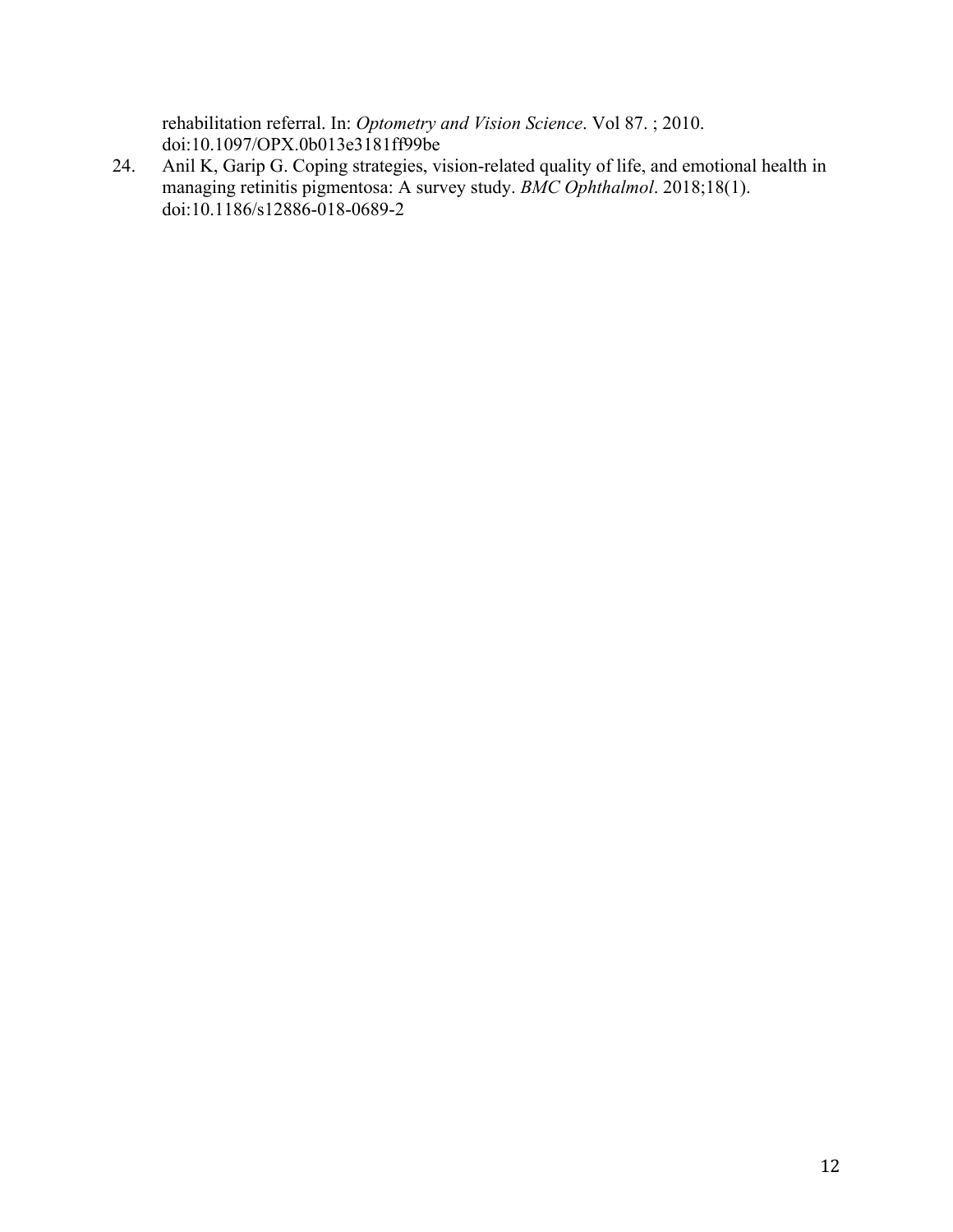rehabilitation referral. In: *Optometry and Vision Science*. Vol 87. ; 2010. doi:10.1097/OPX.0b013e3181ff99be

24. Anil K, Garip G. Coping strategies, vision-related quality of life, and emotional health in managing retinitis pigmentosa: A survey study. *BMC Ophthalmol*. 2018;18(1). doi:10.1186/s12886-018-0689-2